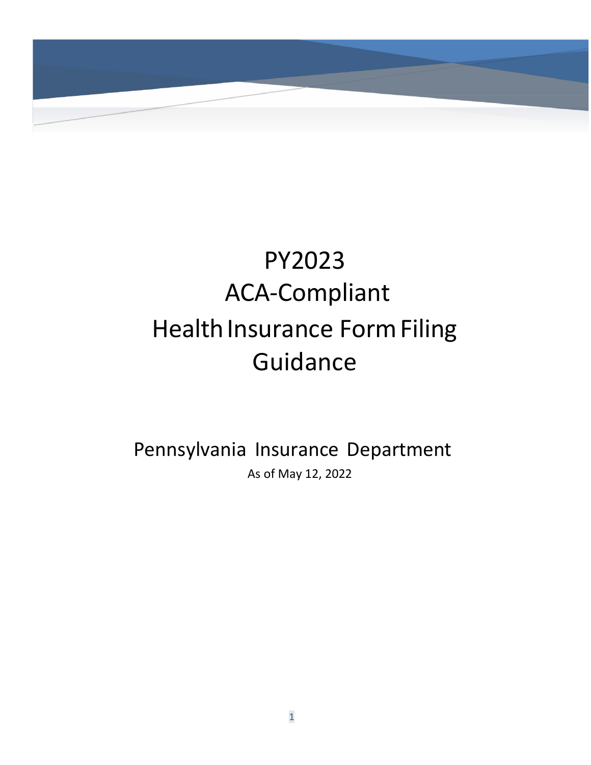# PY2023 ACA-Compliant Health Insurance Form Filing Guidance

Pennsylvania Insurance Department

As of May 12, 2022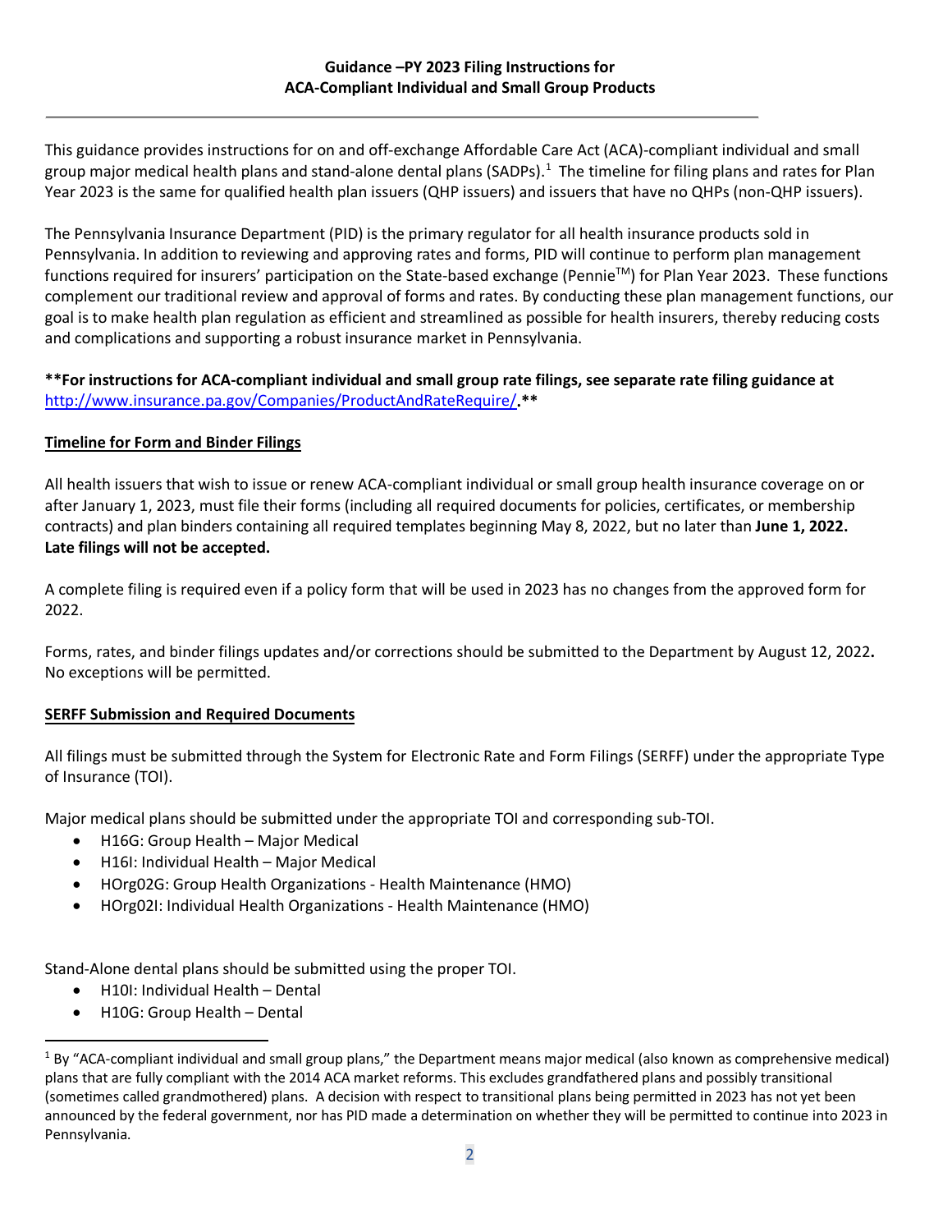**Guidance –PY 2023 Filing Instructions for ACA-Compliant Individual and Small Group Products**

---

This guidance provides instructions for on and off-exchange Affordable Care Act (ACA)-compliant individual and small group major medical health plans and stand-alone dental plans (SADPs).[1] The timeline for filing plans and rates for Plan Year 2023 is the same for qualified health plan issuers (QHP issuers) and issuers that have no QHPs (non-QHP issuers).

The Pennsylvania Insurance Department (PID) is the primary regulator for all health insurance products sold in Pennsylvania. In addition to reviewing and approving rates and forms, PID will continue to perform plan management functions required for insurers' participation on the State-based exchange (Pennie™) for Plan Year 2023. These functions complement our traditional review and approval of forms and rates. By conducting these plan management functions, our goal is to make health plan regulation as efficient and streamlined as possible for health insurers, thereby reducing costs and complications and supporting a robust insurance market in Pennsylvania.

**\*\*For instructions for ACA-compliant individual and small group rate filings, see separate rate filing guidance at [http://www.insurance.pa.gov/Companies/ProductAndRateRequire/](http://www.insurance.pa.gov/Companies/ProductAndRateRequire/).\*\***

## Timeline for Form and Binder Filings

All health issuers that wish to issue or renew ACA-compliant individual or small group health insurance coverage on or after January 1, 2023, must file their forms (including all required documents for policies, certificates, or membership contracts) and plan binders containing all required templates beginning May 8, 2022, but no later than **June 1, 2022. Late filings will not be accepted.**

A complete filing is required even if a policy form that will be used in 2023 has no changes from the approved form for 2022.

Forms, rates, and binder filings updates and/or corrections should be submitted to the Department by August 12, 2022**.** No exceptions will be permitted.

## SERFF Submission and Required Documents

All filings must be submitted through the System for Electronic Rate and Form Filings (SERFF) under the appropriate Type of Insurance (TOI).

Major medical plans should be submitted under the appropriate TOI and corresponding sub-TOI.

- H16G: Group Health – Major Medical
- H16I: Individual Health – Major Medical
- HOrg02G: Group Health Organizations - Health Maintenance (HMO)
- HOrg02I: Individual Health Organizations - Health Maintenance (HMO)

Stand-Alone dental plans should be submitted using the proper TOI.

- H10I: Individual Health – Dental
- H10G: Group Health – Dental

---

[1] By "ACA-compliant individual and small group plans," the Department means major medical (also known as comprehensive medical) plans that are fully compliant with the 2014 ACA market reforms. This excludes grandfathered plans and possibly transitional (sometimes called grandmothered) plans. A decision with respect to transitional plans being permitted in 2023 has not yet been announced by the federal government, nor has PID made a determination on whether they will be permitted to continue into 2023 in Pennsylvania.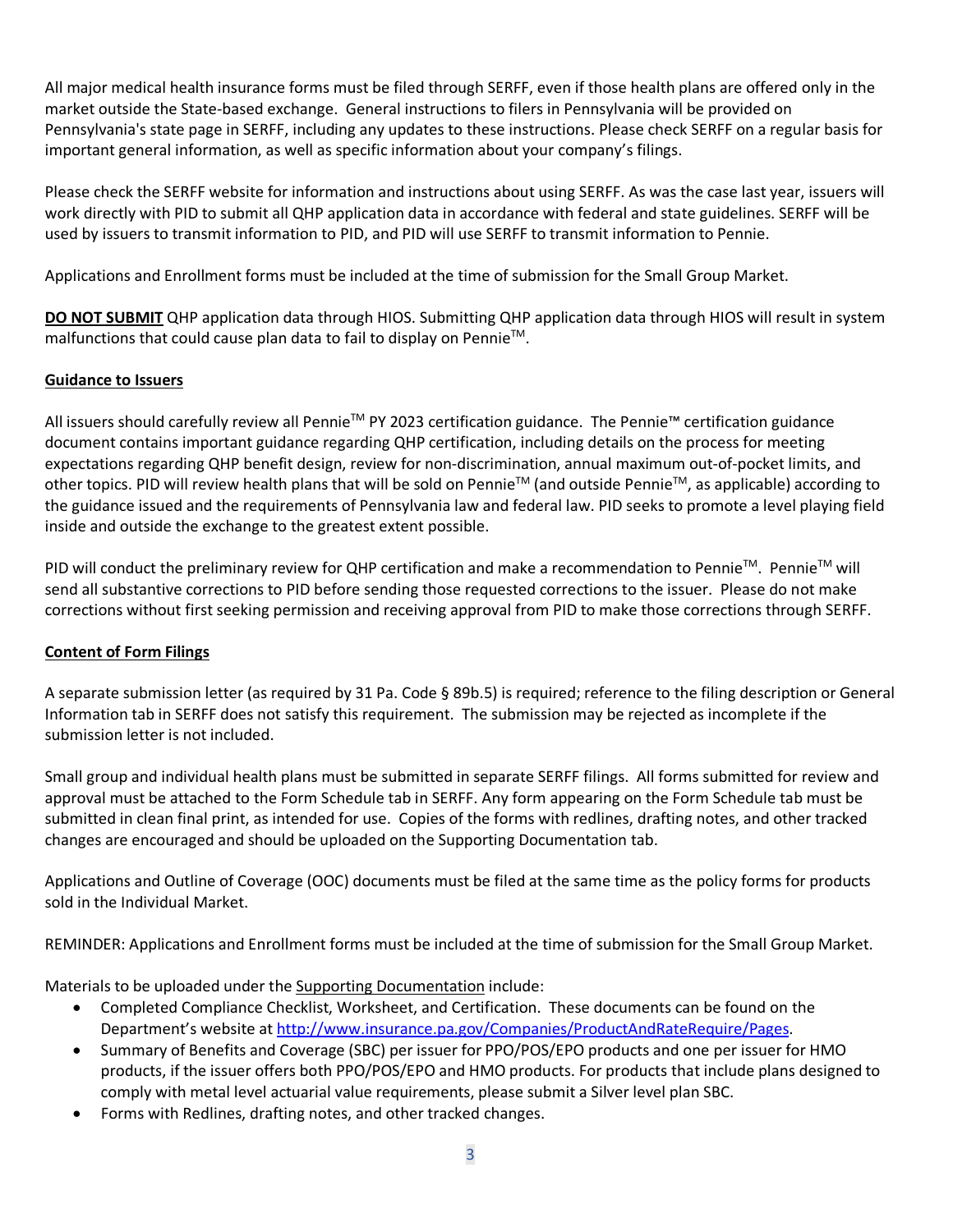All major medical health insurance forms must be filed through SERFF, even if those health plans are offered only in the market outside the State-based exchange. General instructions to filers in Pennsylvania will be provided on Pennsylvania's state page in SERFF, including any updates to these instructions. Please check SERFF on a regular basis for important general information, as well as specific information about your company's filings.

Please check the SERFF website for information and instructions about using SERFF. As was the case last year, issuers will work directly with PID to submit all QHP application data in accordance with federal and state guidelines. SERFF will be used by issuers to transmit information to PID, and PID will use SERFF to transmit information to Pennie.

Applications and Enrollment forms must be included at the time of submission for the Small Group Market.

**DO NOT SUBMIT** QHP application data through HIOS. Submitting QHP application data through HIOS will result in system malfunctions that could cause plan data to fail to display on Pennie™.

## Guidance to Issuers

All issuers should carefully review all Pennie™ PY 2023 certification guidance. The Pennie™ certification guidance document contains important guidance regarding QHP certification, including details on the process for meeting expectations regarding QHP benefit design, review for non-discrimination, annual maximum out-of-pocket limits, and other topics. PID will review health plans that will be sold on Pennie™ (and outside Pennie™, as applicable) according to the guidance issued and the requirements of Pennsylvania law and federal law. PID seeks to promote a level playing field inside and outside the exchange to the greatest extent possible.

PID will conduct the preliminary review for QHP certification and make a recommendation to Pennie™. Pennie™ will send all substantive corrections to PID before sending those requested corrections to the issuer. Please do not make corrections without first seeking permission and receiving approval from PID to make those corrections through SERFF.

## Content of Form Filings

A separate submission letter (as required by 31 Pa. Code § 89b.5) is required; reference to the filing description or General Information tab in SERFF does not satisfy this requirement. The submission may be rejected as incomplete if the submission letter is not included.

Small group and individual health plans must be submitted in separate SERFF filings. All forms submitted for review and approval must be attached to the Form Schedule tab in SERFF. Any form appearing on the Form Schedule tab must be submitted in clean final print, as intended for use. Copies of the forms with redlines, drafting notes, and other tracked changes are encouraged and should be uploaded on the Supporting Documentation tab.

Applications and Outline of Coverage (OOC) documents must be filed at the same time as the policy forms for products sold in the Individual Market.

REMINDER: Applications and Enrollment forms must be included at the time of submission for the Small Group Market.

Materials to be uploaded under the Supporting Documentation include:

- Completed Compliance Checklist, Worksheet, and Certification. These documents can be found on the Department's website at http://www.insurance.pa.gov/Companies/ProductAndRateRequire/Pages.
- Summary of Benefits and Coverage (SBC) per issuer for PPO/POS/EPO products and one per issuer for HMO products, if the issuer offers both PPO/POS/EPO and HMO products. For products that include plans designed to comply with metal level actuarial value requirements, please submit a Silver level plan SBC.
- Forms with Redlines, drafting notes, and other tracked changes.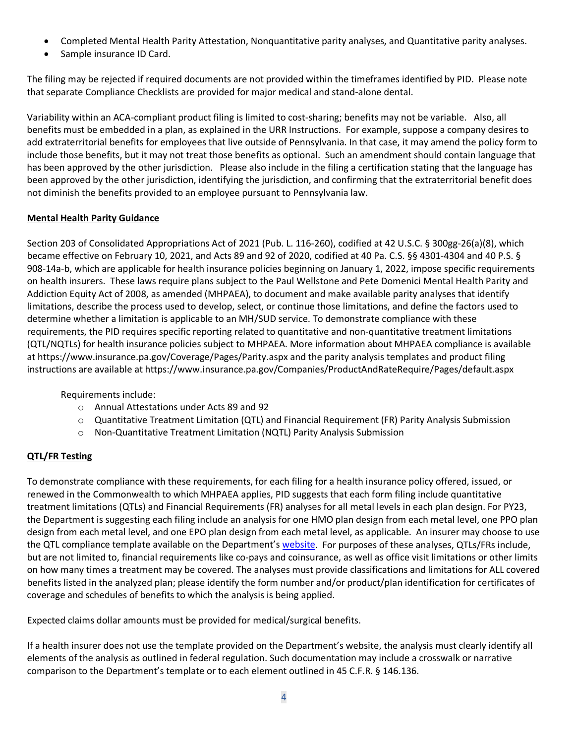- Completed Mental Health Parity Attestation, Nonquantitative parity analyses, and Quantitative parity analyses.
- Sample insurance ID Card.

The filing may be rejected if required documents are not provided within the timeframes identified by PID. Please note that separate Compliance Checklists are provided for major medical and stand-alone dental.

Variability within an ACA-compliant product filing is limited to cost-sharing; benefits may not be variable. Also, all benefits must be embedded in a plan, as explained in the URR Instructions. For example, suppose a company desires to add extraterritorial benefits for employees that live outside of Pennsylvania. In that case, it may amend the policy form to include those benefits, but it may not treat those benefits as optional. Such an amendment should contain language that has been approved by the other jurisdiction. Please also include in the filing a certification stating that the language has been approved by the other jurisdiction, identifying the jurisdiction, and confirming that the extraterritorial benefit does not diminish the benefits provided to an employee pursuant to Pennsylvania law.

**Mental Health Parity Guidance**

Section 203 of Consolidated Appropriations Act of 2021 (Pub. L. 116-260), codified at 42 U.S.C. § 300gg-26(a)(8), which became effective on February 10, 2021, and Acts 89 and 92 of 2020, codified at 40 Pa. C.S. §§ 4301-4304 and 40 P.S. § 908-14a-b, which are applicable for health insurance policies beginning on January 1, 2022, impose specific requirements on health insurers. These laws require plans subject to the Paul Wellstone and Pete Domenici Mental Health Parity and Addiction Equity Act of 2008, as amended (MHPAEA), to document and make available parity analyses that identify limitations, describe the process used to develop, select, or continue those limitations, and define the factors used to determine whether a limitation is applicable to an MH/SUD service. To demonstrate compliance with these requirements, the PID requires specific reporting related to quantitative and non-quantitative treatment limitations (QTL/NQTLs) for health insurance policies subject to MHPAEA. More information about MHPAEA compliance is available at https://www.insurance.pa.gov/Coverage/Pages/Parity.aspx and the parity analysis templates and product filing instructions are available at https://www.insurance.pa.gov/Companies/ProductAndRateRequire/Pages/default.aspx

Requirements include:

- Annual Attestations under Acts 89 and 92
- Quantitative Treatment Limitation (QTL) and Financial Requirement (FR) Parity Analysis Submission
- Non-Quantitative Treatment Limitation (NQTL) Parity Analysis Submission

**QTL/FR Testing**

To demonstrate compliance with these requirements, for each filing for a health insurance policy offered, issued, or renewed in the Commonwealth to which MHPAEA applies, PID suggests that each form filing include quantitative treatment limitations (QTLs) and Financial Requirements (FR) analyses for all metal levels in each plan design. For PY23, the Department is suggesting each filing include an analysis for one HMO plan design from each metal level, one PPO plan design from each metal level, and one EPO plan design from each metal level, as applicable. An insurer may choose to use the QTL compliance template available on the Department's website. For purposes of these analyses, QTLs/FRs include, but are not limited to, financial requirements like co-pays and coinsurance, as well as office visit limitations or other limits on how many times a treatment may be covered. The analyses must provide classifications and limitations for ALL covered benefits listed in the analyzed plan; please identify the form number and/or product/plan identification for certificates of coverage and schedules of benefits to which the analysis is being applied.

Expected claims dollar amounts must be provided for medical/surgical benefits.

If a health insurer does not use the template provided on the Department's website, the analysis must clearly identify all elements of the analysis as outlined in federal regulation. Such documentation may include a crosswalk or narrative comparison to the Department's template or to each element outlined in 45 C.F.R. § 146.136.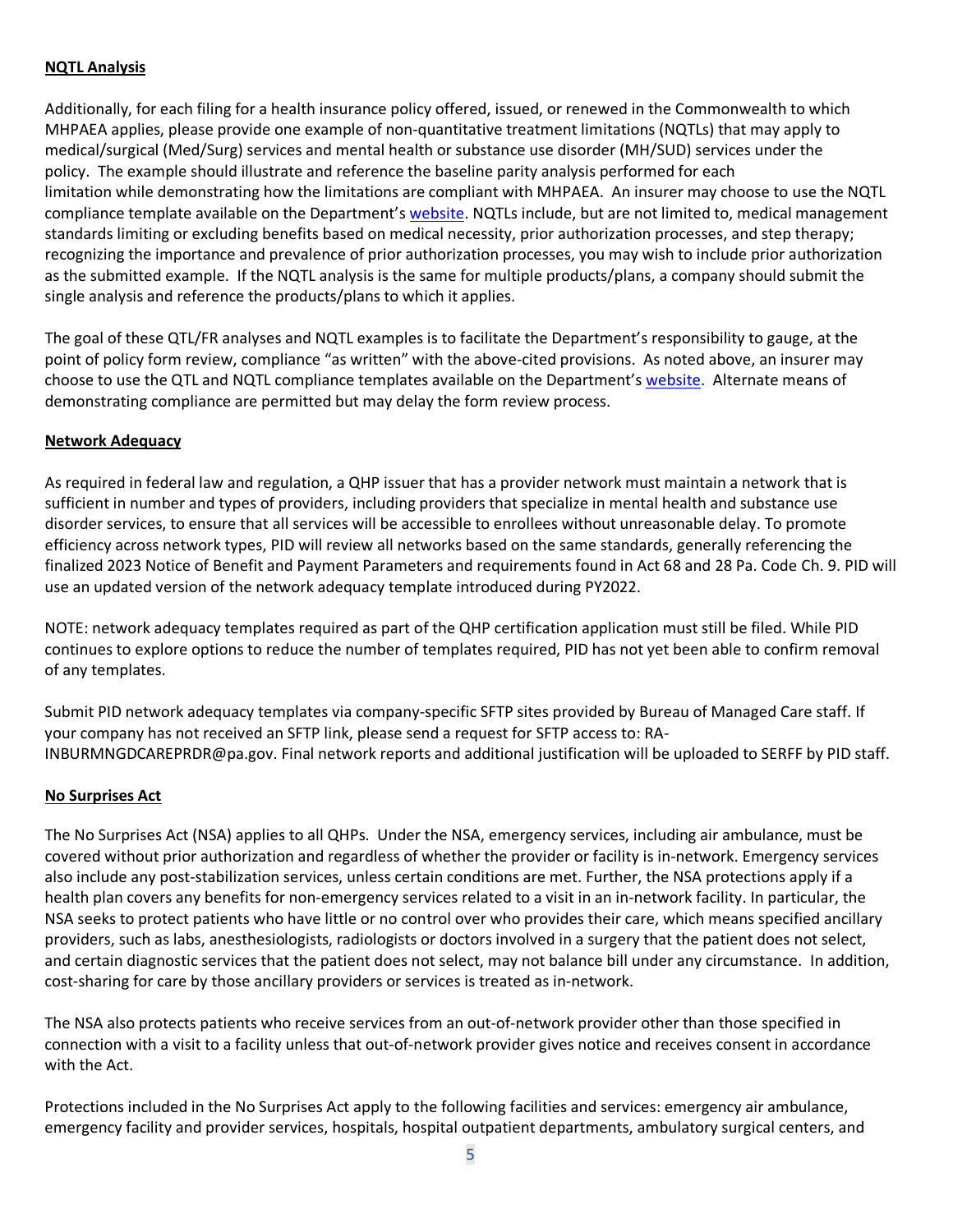**NQTL Analysis**

Additionally, for each filing for a health insurance policy offered, issued, or renewed in the Commonwealth to which MHPAEA applies, please provide one example of non-quantitative treatment limitations (NQTLs) that may apply to medical/surgical (Med/Surg) services and mental health or substance use disorder (MH/SUD) services under the policy. The example should illustrate and reference the baseline parity analysis performed for each limitation while demonstrating how the limitations are compliant with MHPAEA. An insurer may choose to use the NQTL compliance template available on the Department's website. NQTLs include, but are not limited to, medical management standards limiting or excluding benefits based on medical necessity, prior authorization processes, and step therapy; recognizing the importance and prevalence of prior authorization processes, you may wish to include prior authorization as the submitted example. If the NQTL analysis is the same for multiple products/plans, a company should submit the single analysis and reference the products/plans to which it applies.

The goal of these QTL/FR analyses and NQTL examples is to facilitate the Department's responsibility to gauge, at the point of policy form review, compliance "as written" with the above-cited provisions. As noted above, an insurer may choose to use the QTL and NQTL compliance templates available on the Department's website. Alternate means of demonstrating compliance are permitted but may delay the form review process.

**Network Adequacy**

As required in federal law and regulation, a QHP issuer that has a provider network must maintain a network that is sufficient in number and types of providers, including providers that specialize in mental health and substance use disorder services, to ensure that all services will be accessible to enrollees without unreasonable delay. To promote efficiency across network types, PID will review all networks based on the same standards, generally referencing the finalized 2023 Notice of Benefit and Payment Parameters and requirements found in Act 68 and 28 Pa. Code Ch. 9. PID will use an updated version of the network adequacy template introduced during PY2022.

NOTE: network adequacy templates required as part of the QHP certification application must still be filed. While PID continues to explore options to reduce the number of templates required, PID has not yet been able to confirm removal of any templates.

Submit PID network adequacy templates via company-specific SFTP sites provided by Bureau of Managed Care staff. If your company has not received an SFTP link, please send a request for SFTP access to: RA-INBURMNGDCAREPRDR@pa.gov. Final network reports and additional justification will be uploaded to SERFF by PID staff.

**No Surprises Act**

The No Surprises Act (NSA) applies to all QHPs. Under the NSA, emergency services, including air ambulance, must be covered without prior authorization and regardless of whether the provider or facility is in-network. Emergency services also include any post-stabilization services, unless certain conditions are met. Further, the NSA protections apply if a health plan covers any benefits for non-emergency services related to a visit in an in-network facility. In particular, the NSA seeks to protect patients who have little or no control over who provides their care, which means specified ancillary providers, such as labs, anesthesiologists, radiologists or doctors involved in a surgery that the patient does not select, and certain diagnostic services that the patient does not select, may not balance bill under any circumstance. In addition, cost-sharing for care by those ancillary providers or services is treated as in-network.

The NSA also protects patients who receive services from an out-of-network provider other than those specified in connection with a visit to a facility unless that out-of-network provider gives notice and receives consent in accordance with the Act.

Protections included in the No Surprises Act apply to the following facilities and services: emergency air ambulance, emergency facility and provider services, hospitals, hospital outpatient departments, ambulatory surgical centers, and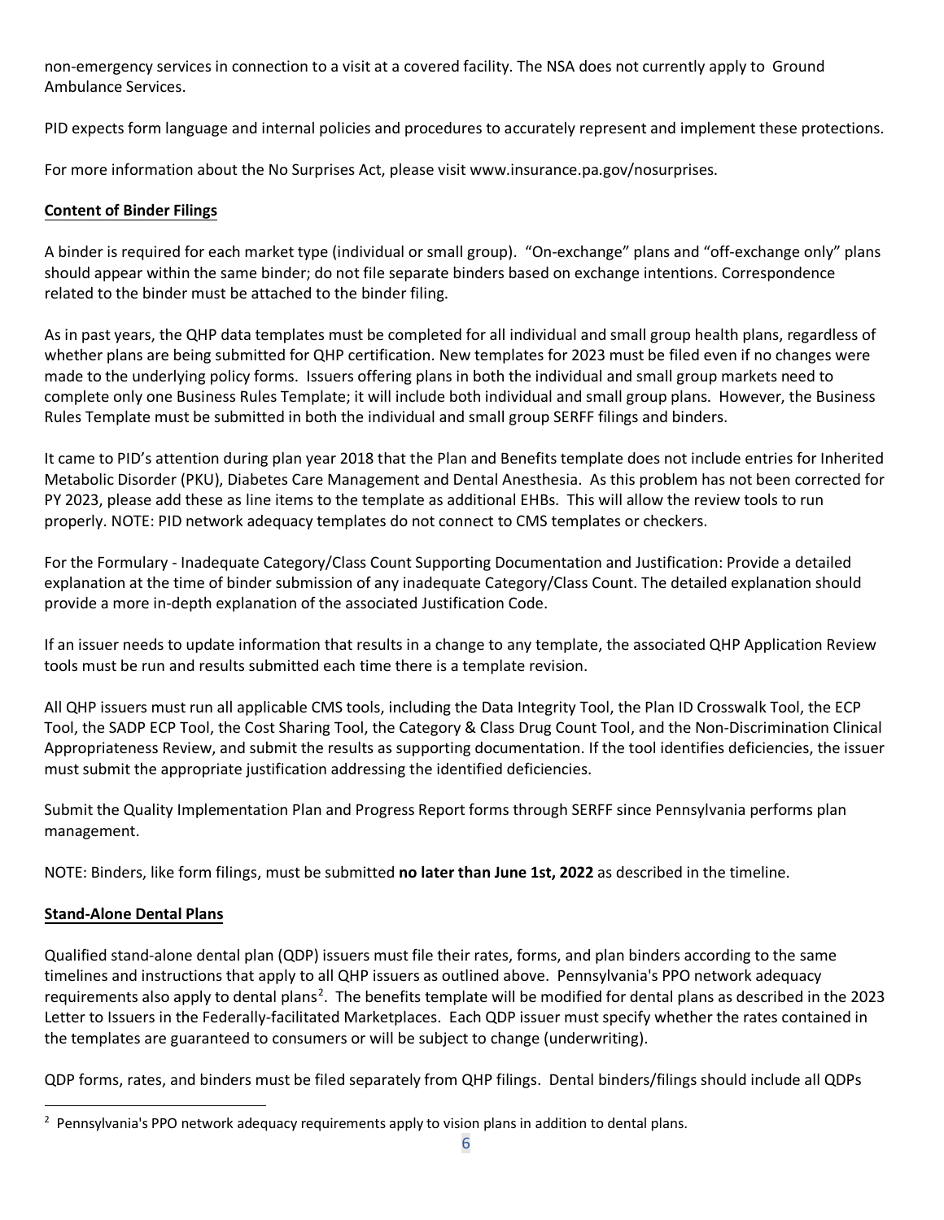non-emergency services in connection to a visit at a covered facility. The NSA does not currently apply to Ground Ambulance Services.

PID expects form language and internal policies and procedures to accurately represent and implement these protections.

For more information about the No Surprises Act, please visit www.insurance.pa.gov/nosurprises.

**Content of Binder Filings**

A binder is required for each market type (individual or small group). "On-exchange" plans and "off-exchange only" plans should appear within the same binder; do not file separate binders based on exchange intentions. Correspondence related to the binder must be attached to the binder filing.

As in past years, the QHP data templates must be completed for all individual and small group health plans, regardless of whether plans are being submitted for QHP certification. New templates for 2023 must be filed even if no changes were made to the underlying policy forms. Issuers offering plans in both the individual and small group markets need to complete only one Business Rules Template; it will include both individual and small group plans. However, the Business Rules Template must be submitted in both the individual and small group SERFF filings and binders.

It came to PID's attention during plan year 2018 that the Plan and Benefits template does not include entries for Inherited Metabolic Disorder (PKU), Diabetes Care Management and Dental Anesthesia. As this problem has not been corrected for PY 2023, please add these as line items to the template as additional EHBs. This will allow the review tools to run properly. NOTE: PID network adequacy templates do not connect to CMS templates or checkers.

For the Formulary - Inadequate Category/Class Count Supporting Documentation and Justification: Provide a detailed explanation at the time of binder submission of any inadequate Category/Class Count. The detailed explanation should provide a more in-depth explanation of the associated Justification Code.

If an issuer needs to update information that results in a change to any template, the associated QHP Application Review tools must be run and results submitted each time there is a template revision.

All QHP issuers must run all applicable CMS tools, including the Data Integrity Tool, the Plan ID Crosswalk Tool, the ECP Tool, the SADP ECP Tool, the Cost Sharing Tool, the Category & Class Drug Count Tool, and the Non-Discrimination Clinical Appropriateness Review, and submit the results as supporting documentation. If the tool identifies deficiencies, the issuer must submit the appropriate justification addressing the identified deficiencies.

Submit the Quality Implementation Plan and Progress Report forms through SERFF since Pennsylvania performs plan management.

NOTE: Binders, like form filings, must be submitted **no later than June 1st, 2022** as described in the timeline.

**Stand-Alone Dental Plans**

Qualified stand-alone dental plan (QDP) issuers must file their rates, forms, and plan binders according to the same timelines and instructions that apply to all QHP issuers as outlined above. Pennsylvania's PPO network adequacy requirements also apply to dental plans[2]. The benefits template will be modified for dental plans as described in the 2023 Letter to Issuers in the Federally-facilitated Marketplaces. Each QDP issuer must specify whether the rates contained in the templates are guaranteed to consumers or will be subject to change (underwriting).

QDP forms, rates, and binders must be filed separately from QHP filings. Dental binders/filings should include all QDPs

[2] Pennsylvania's PPO network adequacy requirements apply to vision plans in addition to dental plans.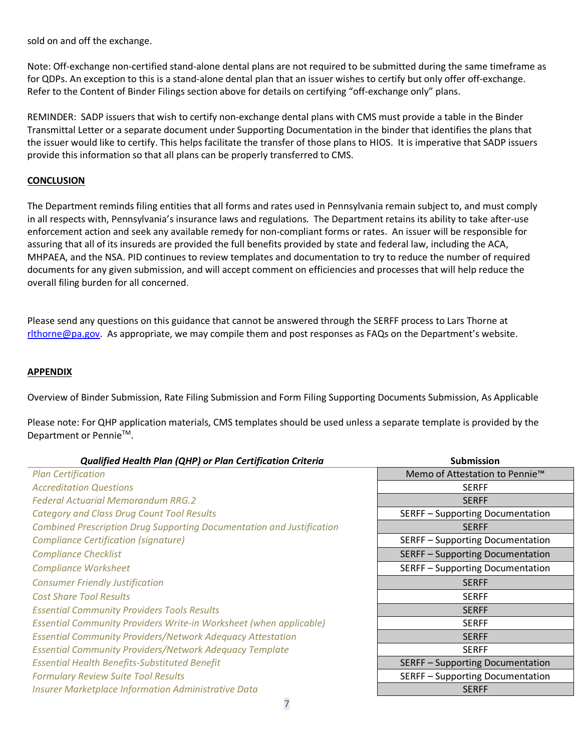sold on and off the exchange.

Note: Off-exchange non-certified stand-alone dental plans are not required to be submitted during the same timeframe as for QDPs. An exception to this is a stand-alone dental plan that an issuer wishes to certify but only offer off-exchange. Refer to the Content of Binder Filings section above for details on certifying "off-exchange only" plans.

REMINDER: SADP issuers that wish to certify non-exchange dental plans with CMS must provide a table in the Binder Transmittal Letter or a separate document under Supporting Documentation in the binder that identifies the plans that the issuer would like to certify. This helps facilitate the transfer of those plans to HIOS. It is imperative that SADP issuers provide this information so that all plans can be properly transferred to CMS.

## CONCLUSION

The Department reminds filing entities that all forms and rates used in Pennsylvania remain subject to, and must comply in all respects with, Pennsylvania's insurance laws and regulations. The Department retains its ability to take after-use enforcement action and seek any available remedy for non-compliant forms or rates. An issuer will be responsible for assuring that all of its insureds are provided the full benefits provided by state and federal law, including the ACA, MHPAEA, and the NSA. PID continues to review templates and documentation to try to reduce the number of required documents for any given submission, and will accept comment on efficiencies and processes that will help reduce the overall filing burden for all concerned.

Please send any questions on this guidance that cannot be answered through the SERFF process to Lars Thorne at rlthorne@pa.gov. As appropriate, we may compile them and post responses as FAQs on the Department's website.

## APPENDIX

Overview of Binder Submission, Rate Filing Submission and Form Filing Supporting Documents Submission, As Applicable

Please note: For QHP application materials, CMS templates should be used unless a separate template is provided by the Department or Pennie™.

| *Qualified Health Plan (QHP) or Plan Certification Criteria* | Submission |
|---|---|
| *Plan Certification* | Memo of Attestation to Pennie™ |
| *Accreditation Questions* | SERFF |
| *Federal Actuarial Memorandum RRG.2* | SERFF |
| *Category and Class Drug Count Tool Results* | SERFF – Supporting Documentation |
| *Combined Prescription Drug Supporting Documentation and Justification* | SERFF |
| *Compliance Certification (signature)* | SERFF – Supporting Documentation |
| *Compliance Checklist* | SERFF – Supporting Documentation |
| *Compliance Worksheet* | SERFF – Supporting Documentation |
| *Consumer Friendly Justification* | SERFF |
| *Cost Share Tool Results* | SERFF |
| *Essential Community Providers Tools Results* | SERFF |
| *Essential Community Providers Write-in Worksheet (when applicable)* | SERFF |
| *Essential Community Providers/Network Adequacy Attestation* | SERFF |
| *Essential Community Providers/Network Adequacy Template* | SERFF |
| *Essential Health Benefits-Substituted Benefit* | SERFF – Supporting Documentation |
| *Formulary Review Suite Tool Results* | SERFF – Supporting Documentation |
| *Insurer Marketplace Information Administrative Data* | SERFF |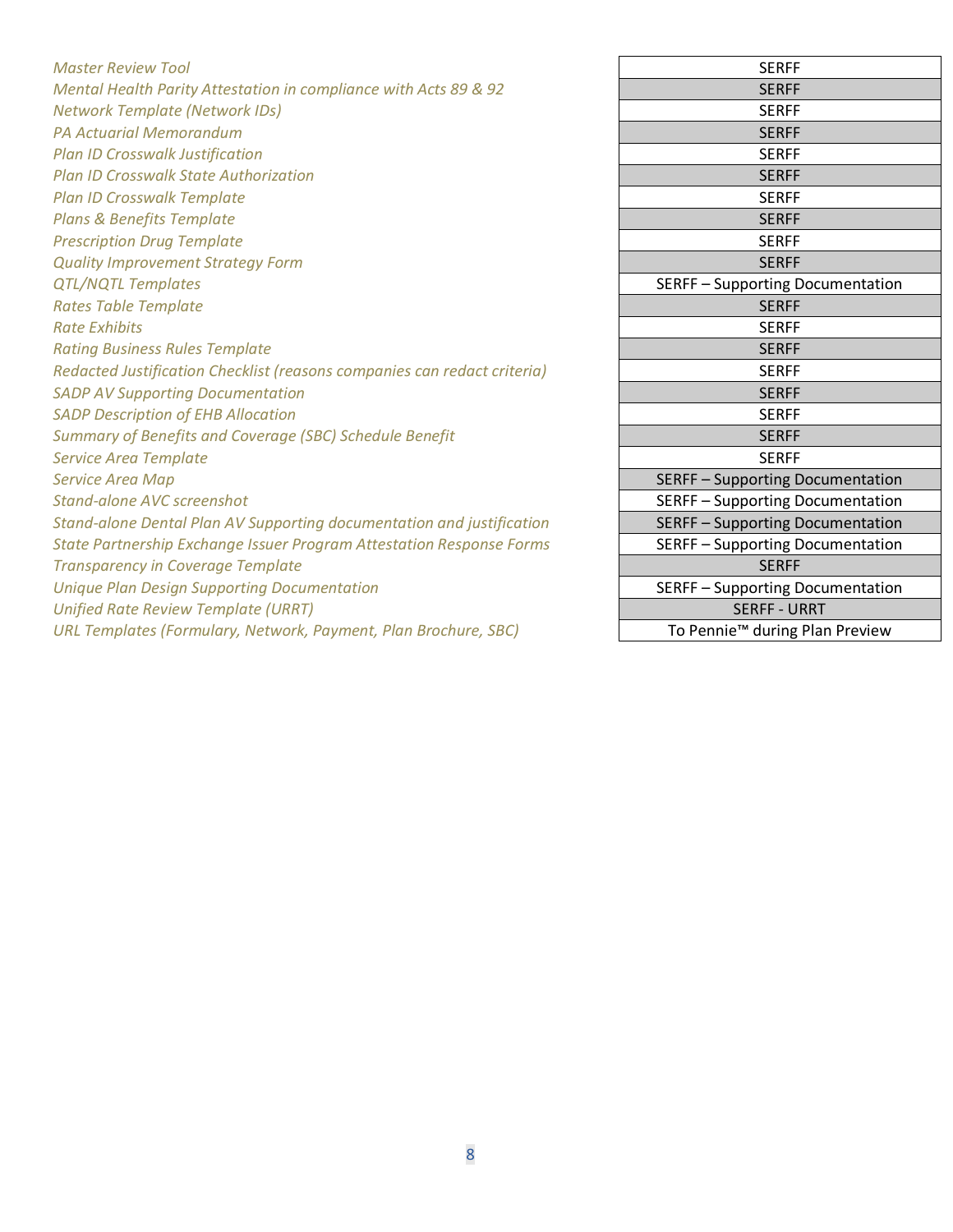| | |
|---|---|
| *Master Review Tool* | SERFF |
| *Mental Health Parity Attestation in compliance with Acts 89 & 92* | SERFF |
| *Network Template (Network IDs)* | SERFF |
| *PA Actuarial Memorandum* | SERFF |
| *Plan ID Crosswalk Justification* | SERFF |
| *Plan ID Crosswalk State Authorization* | SERFF |
| *Plan ID Crosswalk Template* | SERFF |
| *Plans & Benefits Template* | SERFF |
| *Prescription Drug Template* | SERFF |
| *Quality Improvement Strategy Form* | SERFF |
| *QTL/NQTL Templates* | SERFF – Supporting Documentation |
| *Rates Table Template* | SERFF |
| *Rate Exhibits* | SERFF |
| *Rating Business Rules Template* | SERFF |
| *Redacted Justification Checklist (reasons companies can redact criteria)* | SERFF |
| *SADP AV Supporting Documentation* | SERFF |
| *SADP Description of EHB Allocation* | SERFF |
| *Summary of Benefits and Coverage (SBC) Schedule Benefit* | SERFF |
| *Service Area Template* | SERFF |
| *Service Area Map* | SERFF – Supporting Documentation |
| *Stand-alone AVC screenshot* | SERFF – Supporting Documentation |
| *Stand-alone Dental Plan AV Supporting documentation and justification* | SERFF – Supporting Documentation |
| *State Partnership Exchange Issuer Program Attestation Response Forms* | SERFF – Supporting Documentation |
| *Transparency in Coverage Template* | SERFF |
| *Unique Plan Design Supporting Documentation* | SERFF – Supporting Documentation |
| *Unified Rate Review Template (URRT)* | SERFF - URRT |
| *URL Templates (Formulary, Network, Payment, Plan Brochure, SBC)* | To Pennie™ during Plan Preview |